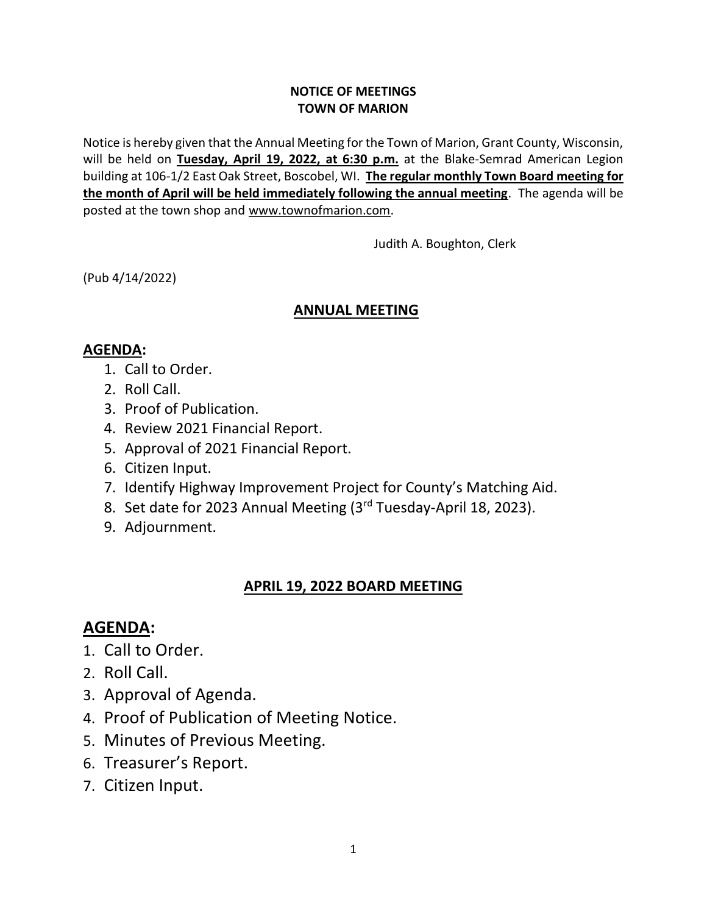**NOTICE OF MEETINGS**
**TOWN OF MARION**

Notice is hereby given that the Annual Meeting for the Town of Marion, Grant County, Wisconsin, will be held on **Tuesday, April 19, 2022, at 6:30 p.m.** at the Blake-Semrad American Legion building at 106-1/2 East Oak Street, Boscobel, WI. **The regular monthly Town Board meeting for the month of April will be held immediately following the annual meeting**. The agenda will be posted at the town shop and www.townofmarion.com.

Judith A. Boughton, Clerk

(Pub 4/14/2022)

## ANNUAL MEETING

### AGENDA:

1. Call to Order.
2. Roll Call.
3. Proof of Publication.
4. Review 2021 Financial Report.
5. Approval of 2021 Financial Report.
6. Citizen Input.
7. Identify Highway Improvement Project for County's Matching Aid.
8. Set date for 2023 Annual Meeting (3rd Tuesday-April 18, 2023).
9. Adjournment.

## APRIL 19, 2022 BOARD MEETING

### AGENDA:

1. Call to Order.
2. Roll Call.
3. Approval of Agenda.
4. Proof of Publication of Meeting Notice.
5. Minutes of Previous Meeting.
6. Treasurer's Report.
7. Citizen Input.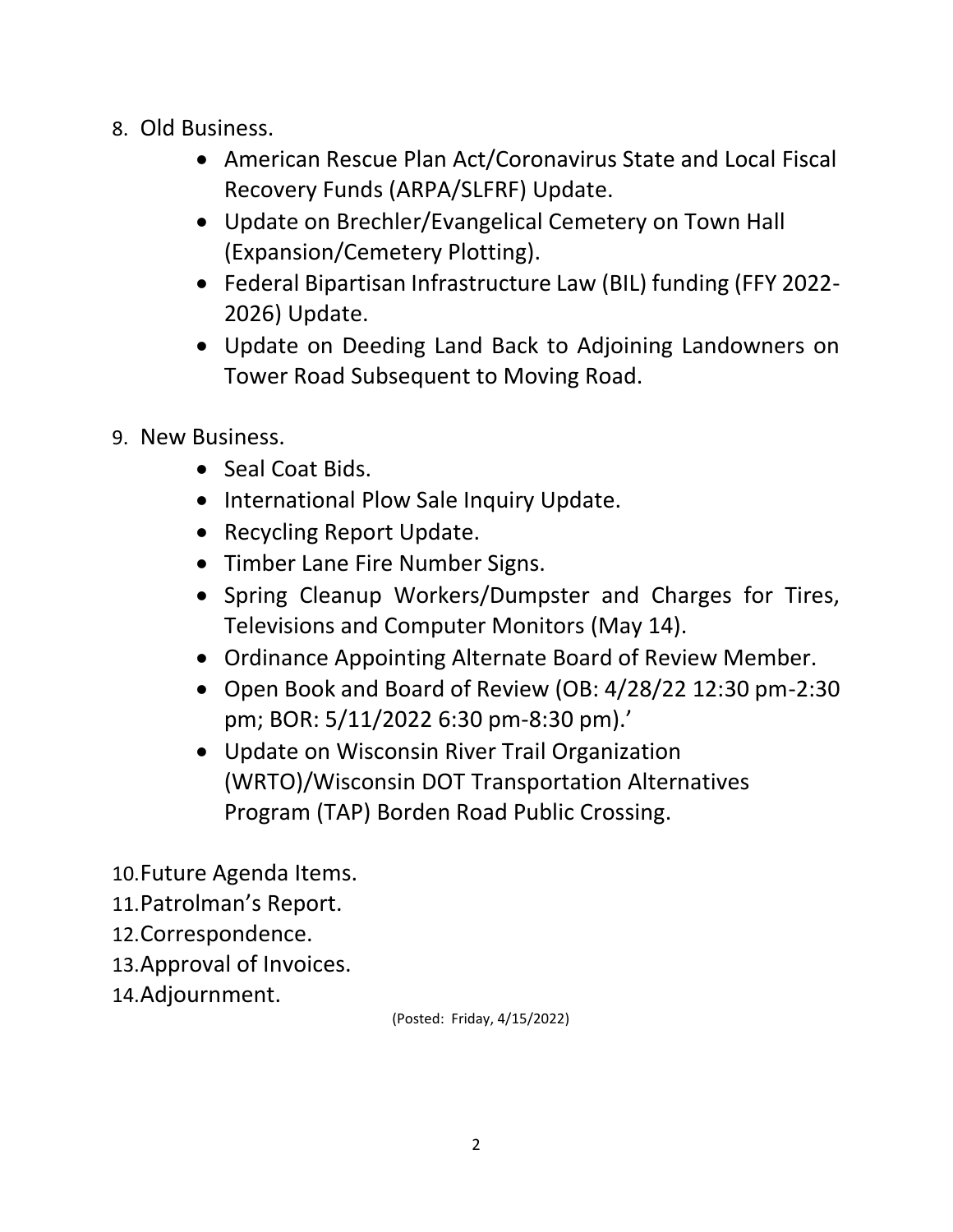8. Old Business.
    - American Rescue Plan Act/Coronavirus State and Local Fiscal Recovery Funds (ARPA/SLFRF) Update.
    - Update on Brechler/Evangelical Cemetery on Town Hall (Expansion/Cemetery Plotting).
    - Federal Bipartisan Infrastructure Law (BIL) funding (FFY 2022-2026) Update.
    - Update on Deeding Land Back to Adjoining Landowners on Tower Road Subsequent to Moving Road.

9. New Business.
    - Seal Coat Bids.
    - International Plow Sale Inquiry Update.
    - Recycling Report Update.
    - Timber Lane Fire Number Signs.
    - Spring Cleanup Workers/Dumpster and Charges for Tires, Televisions and Computer Monitors (May 14).
    - Ordinance Appointing Alternate Board of Review Member.
    - Open Book and Board of Review (OB: 4/28/22 12:30 pm-2:30 pm; BOR: 5/11/2022 6:30 pm-8:30 pm).'
    - Update on Wisconsin River Trail Organization (WRTO)/Wisconsin DOT Transportation Alternatives Program (TAP) Borden Road Public Crossing.

10. Future Agenda Items.
11. Patrolman's Report.
12. Correspondence.
13. Approval of Invoices.
14. Adjournment.

(Posted: Friday, 4/15/2022)